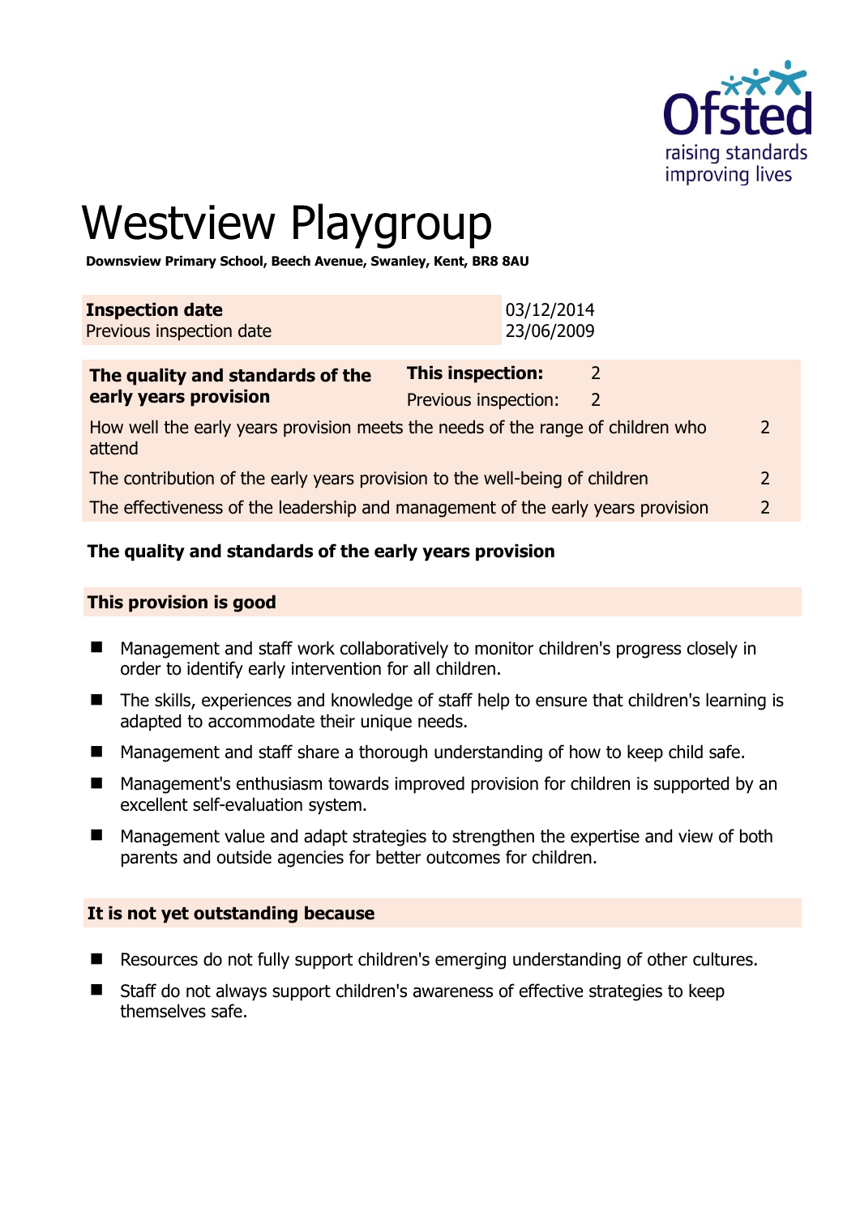# Westview Playgroup

**Downsview Primary School, Beech Avenue, Swanley, Kent, BR8 8AU**

| | |
|---|---|
| **Inspection date** | 03/12/2014 |
| Previous inspection date | 23/06/2009 |

| | | |
|---|---|---|
| **The quality and standards of the early years provision** | **This inspection:** | 2 |
| | Previous inspection: | 2 |
| How well the early years provision meets the needs of the range of children who attend | | 2 |
| The contribution of the early years provision to the well-being of children | | 2 |
| The effectiveness of the leadership and management of the early years provision | | 2 |

### The quality and standards of the early years provision

#### This provision is good

- Management and staff work collaboratively to monitor children's progress closely in order to identify early intervention for all children.
- The skills, experiences and knowledge of staff help to ensure that children's learning is adapted to accommodate their unique needs.
- Management and staff share a thorough understanding of how to keep child safe.
- Management's enthusiasm towards improved provision for children is supported by an excellent self-evaluation system.
- Management value and adapt strategies to strengthen the expertise and view of both parents and outside agencies for better outcomes for children.

#### It is not yet outstanding because

- Resources do not fully support children's emerging understanding of other cultures.
- Staff do not always support children's awareness of effective strategies to keep themselves safe.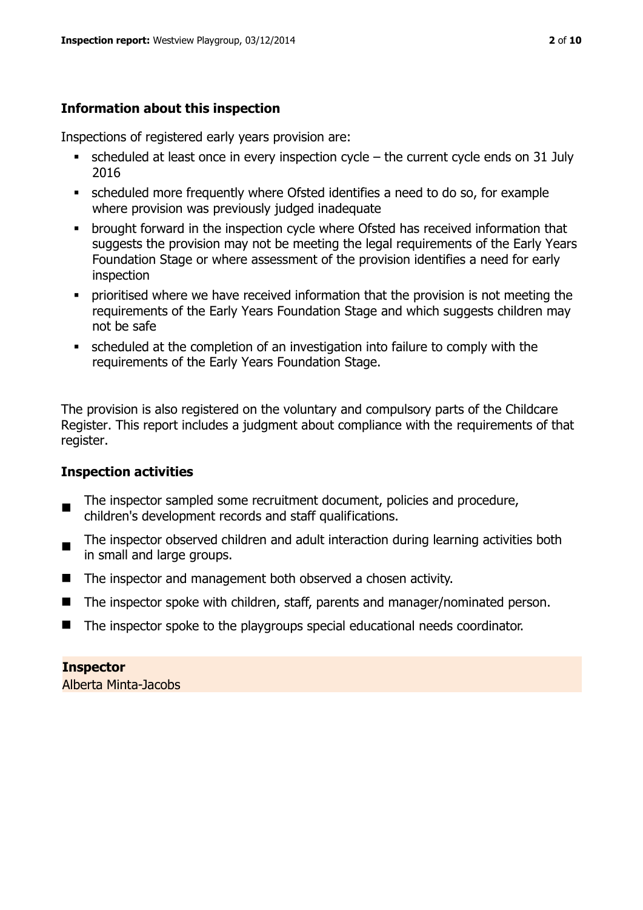## Information about this inspection

Inspections of registered early years provision are:

- scheduled at least once in every inspection cycle – the current cycle ends on 31 July 2016
- scheduled more frequently where Ofsted identifies a need to do so, for example where provision was previously judged inadequate
- brought forward in the inspection cycle where Ofsted has received information that suggests the provision may not be meeting the legal requirements of the Early Years Foundation Stage or where assessment of the provision identifies a need for early inspection
- prioritised where we have received information that the provision is not meeting the requirements of the Early Years Foundation Stage and which suggests children may not be safe
- scheduled at the completion of an investigation into failure to comply with the requirements of the Early Years Foundation Stage.

The provision is also registered on the voluntary and compulsory parts of the Childcare Register. This report includes a judgment about compliance with the requirements of that register.

## Inspection activities

- The inspector sampled some recruitment document, policies and procedure, children's development records and staff qualifications.
- The inspector observed children and adult interaction during learning activities both in small and large groups.
- The inspector and management both observed a chosen activity.
- The inspector spoke with children, staff, parents and manager/nominated person.
- The inspector spoke to the playgroups special educational needs coordinator.

**Inspector**
Alberta Minta-Jacobs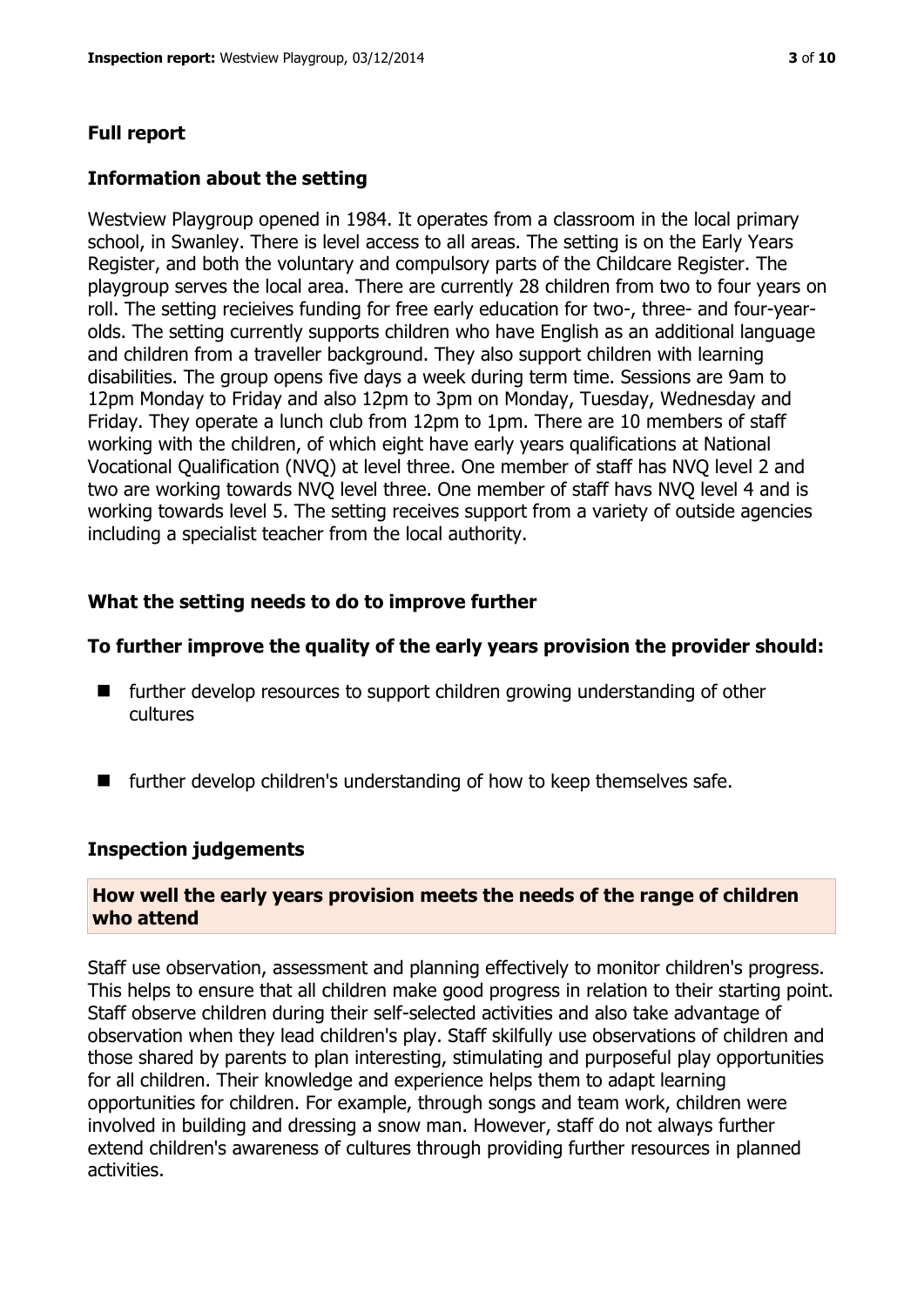## Full report

### Information about the setting

Westview Playgroup opened in 1984. It operates from a classroom in the local primary school, in Swanley. There is level access to all areas. The setting is on the Early Years Register, and both the voluntary and compulsory parts of the Childcare Register. The playgroup serves the local area. There are currently 28 children from two to four years on roll. The setting recieives funding for free early education for two-, three- and four-year-olds. The setting currently supports children who have English as an additional language and children from a traveller background. They also support children with learning disabilities. The group opens five days a week during term time. Sessions are 9am to 12pm Monday to Friday and also 12pm to 3pm on Monday, Tuesday, Wednesday and Friday. They operate a lunch club from 12pm to 1pm. There are 10 members of staff working with the children, of which eight have early years qualifications at National Vocational Qualification (NVQ) at level three. One member of staff has NVQ level 2 and two are working towards NVQ level three. One member of staff havs NVQ level 4 and is working towards level 5. The setting receives support from a variety of outside agencies including a specialist teacher from the local authority.

### What the setting needs to do to improve further

#### To further improve the quality of the early years provision the provider should:

- further develop resources to support children growing understanding of other cultures
- further develop children's understanding of how to keep themselves safe.

### Inspection judgements

#### How well the early years provision meets the needs of the range of children who attend

Staff use observation, assessment and planning effectively to monitor children's progress. This helps to ensure that all children make good progress in relation to their starting point. Staff observe children during their self-selected activities and also take advantage of observation when they lead children's play. Staff skilfully use observations of children and those shared by parents to plan interesting, stimulating and purposeful play opportunities for all children. Their knowledge and experience helps them to adapt learning opportunities for children. For example, through songs and team work, children were involved in building and dressing a snow man. However, staff do not always further extend children's awareness of cultures through providing further resources in planned activities.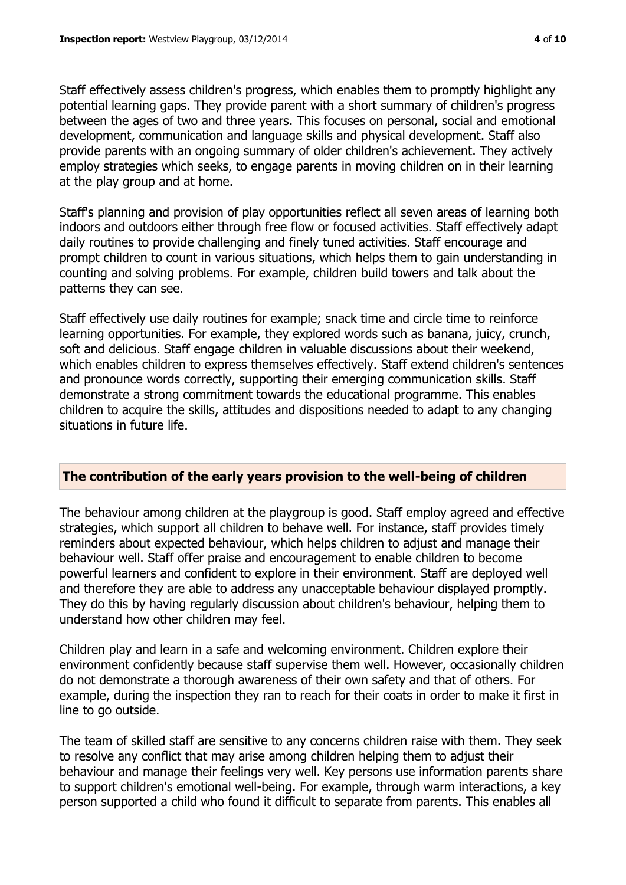Staff effectively assess children's progress, which enables them to promptly highlight any potential learning gaps. They provide parent with a short summary of children's progress between the ages of two and three years. This focuses on personal, social and emotional development, communication and language skills and physical development. Staff also provide parents with an ongoing summary of older children's achievement. They actively employ strategies which seeks, to engage parents in moving children on in their learning at the play group and at home.

Staff's planning and provision of play opportunities reflect all seven areas of learning both indoors and outdoors either through free flow or focused activities. Staff effectively adapt daily routines to provide challenging and finely tuned activities. Staff encourage and prompt children to count in various situations, which helps them to gain understanding in counting and solving problems. For example, children build towers and talk about the patterns they can see.

Staff effectively use daily routines for example; snack time and circle time to reinforce learning opportunities. For example, they explored words such as banana, juicy, crunch, soft and delicious. Staff engage children in valuable discussions about their weekend, which enables children to express themselves effectively. Staff extend children's sentences and pronounce words correctly, supporting their emerging communication skills. Staff demonstrate a strong commitment towards the educational programme. This enables children to acquire the skills, attitudes and dispositions needed to adapt to any changing situations in future life.

## The contribution of the early years provision to the well-being of children

The behaviour among children at the playgroup is good. Staff employ agreed and effective strategies, which support all children to behave well. For instance, staff provides timely reminders about expected behaviour, which helps children to adjust and manage their behaviour well. Staff offer praise and encouragement to enable children to become powerful learners and confident to explore in their environment. Staff are deployed well and therefore they are able to address any unacceptable behaviour displayed promptly. They do this by having regularly discussion about children's behaviour, helping them to understand how other children may feel.

Children play and learn in a safe and welcoming environment. Children explore their environment confidently because staff supervise them well. However, occasionally children do not demonstrate a thorough awareness of their own safety and that of others. For example, during the inspection they ran to reach for their coats in order to make it first in line to go outside.

The team of skilled staff are sensitive to any concerns children raise with them. They seek to resolve any conflict that may arise among children helping them to adjust their behaviour and manage their feelings very well. Key persons use information parents share to support children's emotional well-being. For example, through warm interactions, a key person supported a child who found it difficult to separate from parents. This enables all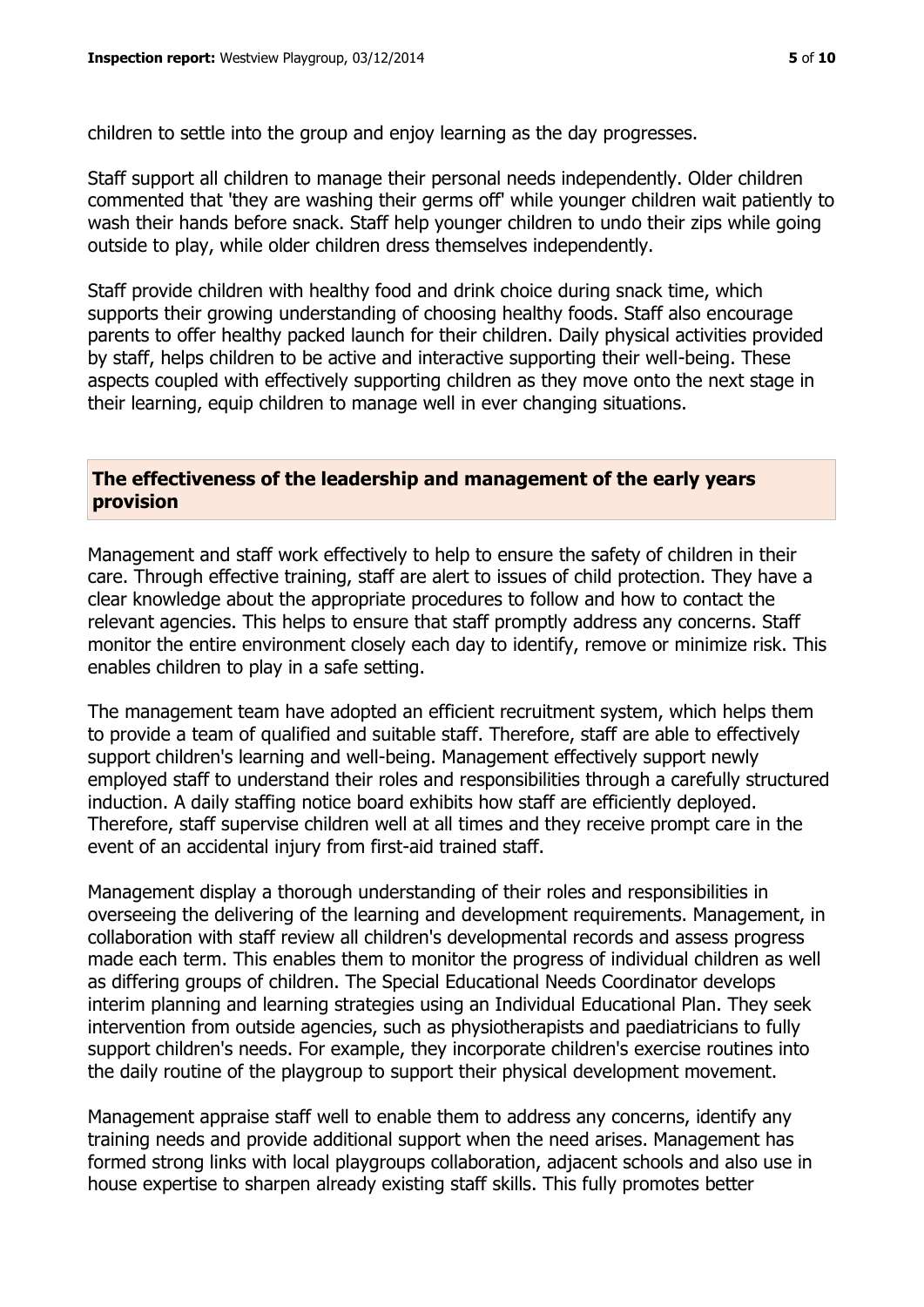children to settle into the group and enjoy learning as the day progresses.

Staff support all children to manage their personal needs independently. Older children commented that 'they are washing their germs off' while younger children wait patiently to wash their hands before snack. Staff help younger children to undo their zips while going outside to play, while older children dress themselves independently.

Staff provide children with healthy food and drink choice during snack time, which supports their growing understanding of choosing healthy foods. Staff also encourage parents to offer healthy packed launch for their children. Daily physical activities provided by staff, helps children to be active and interactive supporting their well-being. These aspects coupled with effectively supporting children as they move onto the next stage in their learning, equip children to manage well in ever changing situations.

## The effectiveness of the leadership and management of the early years provision

Management and staff work effectively to help to ensure the safety of children in their care. Through effective training, staff are alert to issues of child protection. They have a clear knowledge about the appropriate procedures to follow and how to contact the relevant agencies. This helps to ensure that staff promptly address any concerns. Staff monitor the entire environment closely each day to identify, remove or minimize risk. This enables children to play in a safe setting.

The management team have adopted an efficient recruitment system, which helps them to provide a team of qualified and suitable staff. Therefore, staff are able to effectively support children's learning and well-being. Management effectively support newly employed staff to understand their roles and responsibilities through a carefully structured induction. A daily staffing notice board exhibits how staff are efficiently deployed. Therefore, staff supervise children well at all times and they receive prompt care in the event of an accidental injury from first-aid trained staff.

Management display a thorough understanding of their roles and responsibilities in overseeing the delivering of the learning and development requirements. Management, in collaboration with staff review all children's developmental records and assess progress made each term. This enables them to monitor the progress of individual children as well as differing groups of children. The Special Educational Needs Coordinator develops interim planning and learning strategies using an Individual Educational Plan. They seek intervention from outside agencies, such as physiotherapists and paediatricians to fully support children's needs. For example, they incorporate children's exercise routines into the daily routine of the playgroup to support their physical development movement.

Management appraise staff well to enable them to address any concerns, identify any training needs and provide additional support when the need arises. Management has formed strong links with local playgroups collaboration, adjacent schools and also use in house expertise to sharpen already existing staff skills. This fully promotes better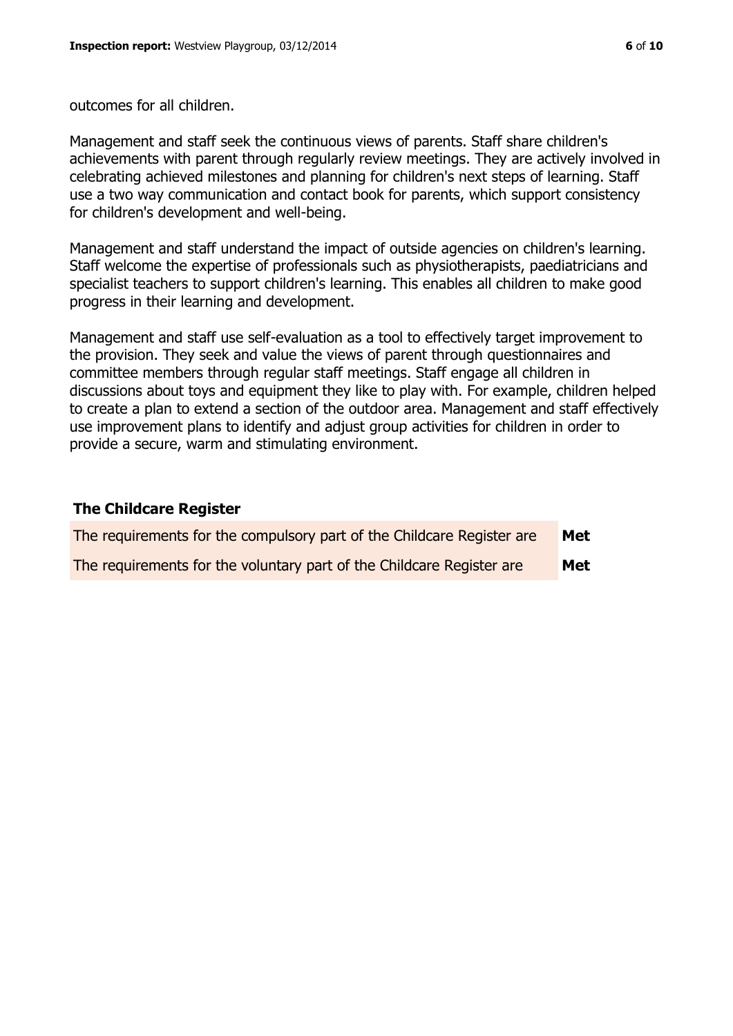outcomes for all children.

Management and staff seek the continuous views of parents. Staff share children's achievements with parent through regularly review meetings. They are actively involved in celebrating achieved milestones and planning for children's next steps of learning. Staff use a two way communication and contact book for parents, which support consistency for children's development and well-being.

Management and staff understand the impact of outside agencies on children's learning. Staff welcome the expertise of professionals such as physiotherapists, paediatricians and specialist teachers to support children's learning. This enables all children to make good progress in their learning and development.

Management and staff use self-evaluation as a tool to effectively target improvement to the provision. They seek and value the views of parent through questionnaires and committee members through regular staff meetings. Staff engage all children in discussions about toys and equipment they like to play with. For example, children helped to create a plan to extend a section of the outdoor area. Management and staff effectively use improvement plans to identify and adjust group activities for children in order to provide a secure, warm and stimulating environment.

## The Childcare Register

| | |
|---|---|
| The requirements for the compulsory part of the Childcare Register are | **Met** |
| The requirements for the voluntary part of the Childcare Register are | **Met** |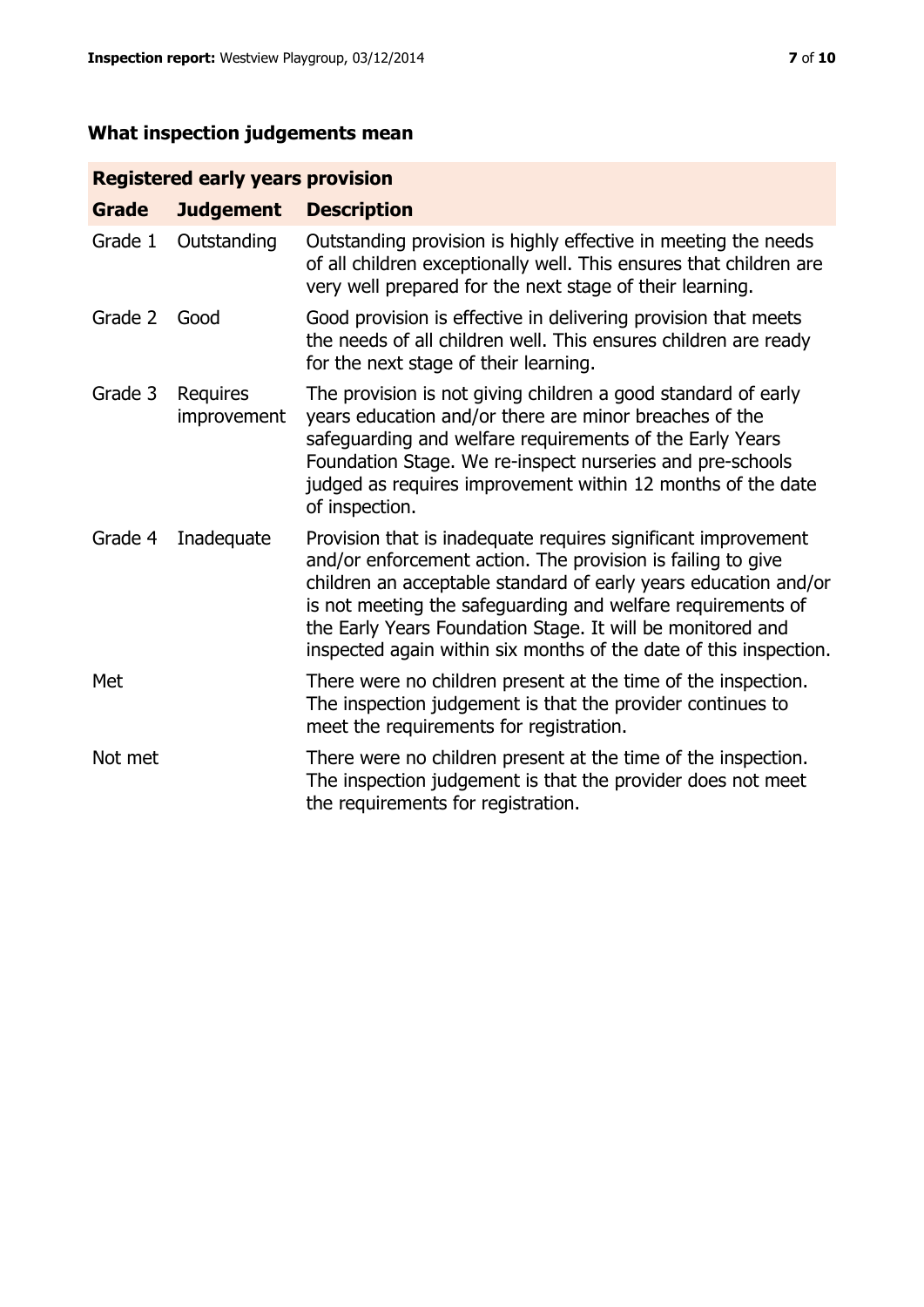## What inspection judgements mean

| Registered early years provision | | |
|---|---|---|
| **Grade** | **Judgement** | **Description** |
| Grade 1 | Outstanding | Outstanding provision is highly effective in meeting the needs of all children exceptionally well. This ensures that children are very well prepared for the next stage of their learning. |
| Grade 2 | Good | Good provision is effective in delivering provision that meets the needs of all children well. This ensures children are ready for the next stage of their learning. |
| Grade 3 | Requires improvement | The provision is not giving children a good standard of early years education and/or there are minor breaches of the safeguarding and welfare requirements of the Early Years Foundation Stage. We re-inspect nurseries and pre-schools judged as requires improvement within 12 months of the date of inspection. |
| Grade 4 | Inadequate | Provision that is inadequate requires significant improvement and/or enforcement action. The provision is failing to give children an acceptable standard of early years education and/or is not meeting the safeguarding and welfare requirements of the Early Years Foundation Stage. It will be monitored and inspected again within six months of the date of this inspection. |
| Met | | There were no children present at the time of the inspection. The inspection judgement is that the provider continues to meet the requirements for registration. |
| Not met | | There were no children present at the time of the inspection. The inspection judgement is that the provider does not meet the requirements for registration. |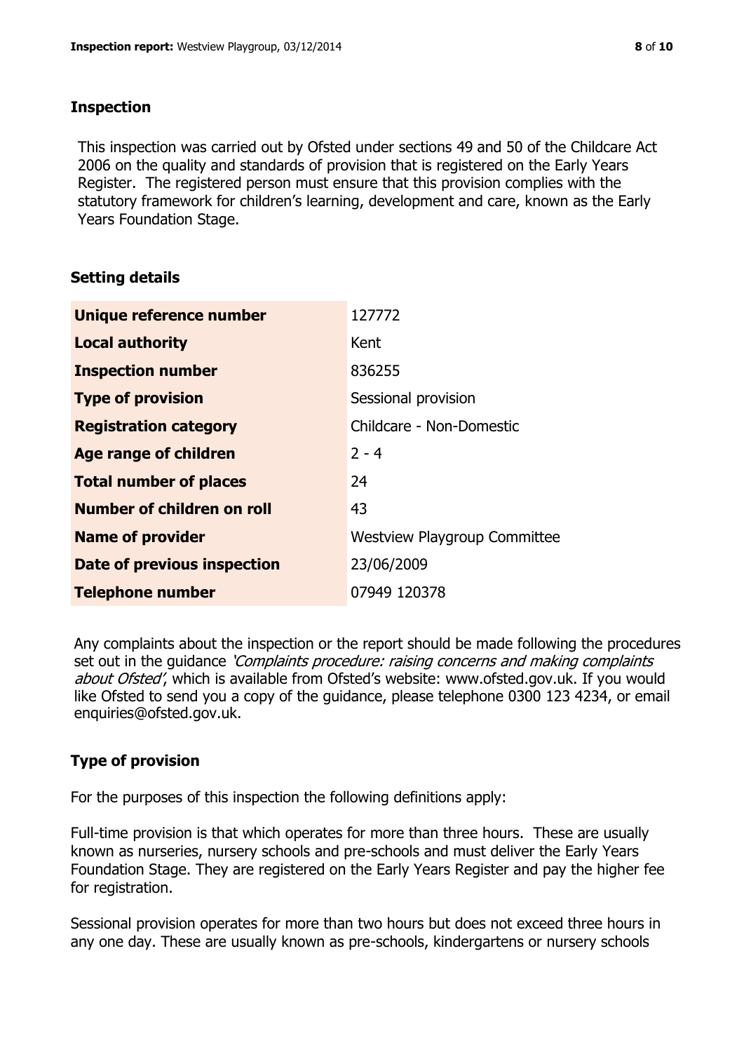## Inspection

This inspection was carried out by Ofsted under sections 49 and 50 of the Childcare Act 2006 on the quality and standards of provision that is registered on the Early Years Register. The registered person must ensure that this provision complies with the statutory framework for children's learning, development and care, known as the Early Years Foundation Stage.

## Setting details

| | |
|---|---|
| **Unique reference number** | 127772 |
| **Local authority** | Kent |
| **Inspection number** | 836255 |
| **Type of provision** | Sessional provision |
| **Registration category** | Childcare - Non-Domestic |
| **Age range of children** | 2 - 4 |
| **Total number of places** | 24 |
| **Number of children on roll** | 43 |
| **Name of provider** | Westview Playgroup Committee |
| **Date of previous inspection** | 23/06/2009 |
| **Telephone number** | 07949 120378 |

Any complaints about the inspection or the report should be made following the procedures set out in the guidance *'Complaints procedure: raising concerns and making complaints about Ofsted'*, which is available from Ofsted's website: www.ofsted.gov.uk. If you would like Ofsted to send you a copy of the guidance, please telephone 0300 123 4234, or email enquiries@ofsted.gov.uk.

## Type of provision

For the purposes of this inspection the following definitions apply:

Full-time provision is that which operates for more than three hours. These are usually known as nurseries, nursery schools and pre-schools and must deliver the Early Years Foundation Stage. They are registered on the Early Years Register and pay the higher fee for registration.

Sessional provision operates for more than two hours but does not exceed three hours in any one day. These are usually known as pre-schools, kindergartens or nursery schools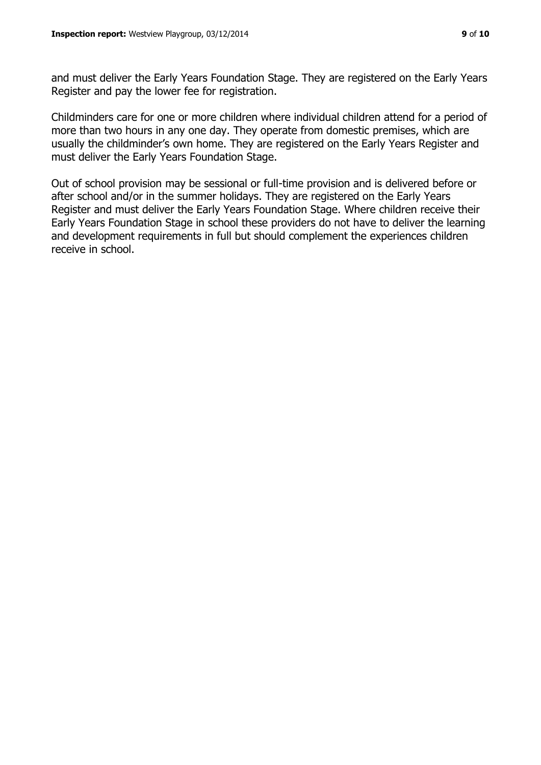and must deliver the Early Years Foundation Stage. They are registered on the Early Years Register and pay the lower fee for registration.

Childminders care for one or more children where individual children attend for a period of more than two hours in any one day. They operate from domestic premises, which are usually the childminder's own home. They are registered on the Early Years Register and must deliver the Early Years Foundation Stage.

Out of school provision may be sessional or full-time provision and is delivered before or after school and/or in the summer holidays. They are registered on the Early Years Register and must deliver the Early Years Foundation Stage. Where children receive their Early Years Foundation Stage in school these providers do not have to deliver the learning and development requirements in full but should complement the experiences children receive in school.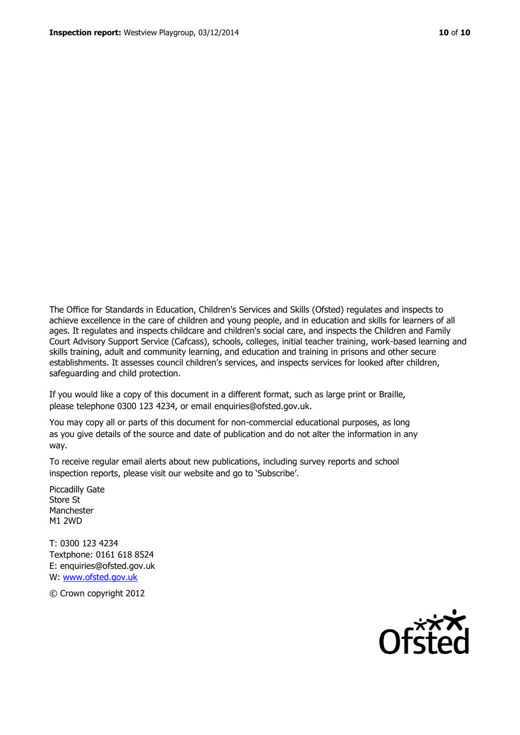The Office for Standards in Education, Children's Services and Skills (Ofsted) regulates and inspects to achieve excellence in the care of children and young people, and in education and skills for learners of all ages. It regulates and inspects childcare and children's social care, and inspects the Children and Family Court Advisory Support Service (Cafcass), schools, colleges, initial teacher training, work-based learning and skills training, adult and community learning, and education and training in prisons and other secure establishments. It assesses council children's services, and inspects services for looked after children, safeguarding and child protection.

If you would like a copy of this document in a different format, such as large print or Braille, please telephone 0300 123 4234, or email enquiries@ofsted.gov.uk.

You may copy all or parts of this document for non-commercial educational purposes, as long as you give details of the source and date of publication and do not alter the information in any way.

To receive regular email alerts about new publications, including survey reports and school inspection reports, please visit our website and go to 'Subscribe'.

Piccadilly Gate
Store St
Manchester
M1 2WD

T: 0300 123 4234
Textphone: 0161 618 8524
E: enquiries@ofsted.gov.uk
W: www.ofsted.gov.uk

© Crown copyright 2012

Ofsted